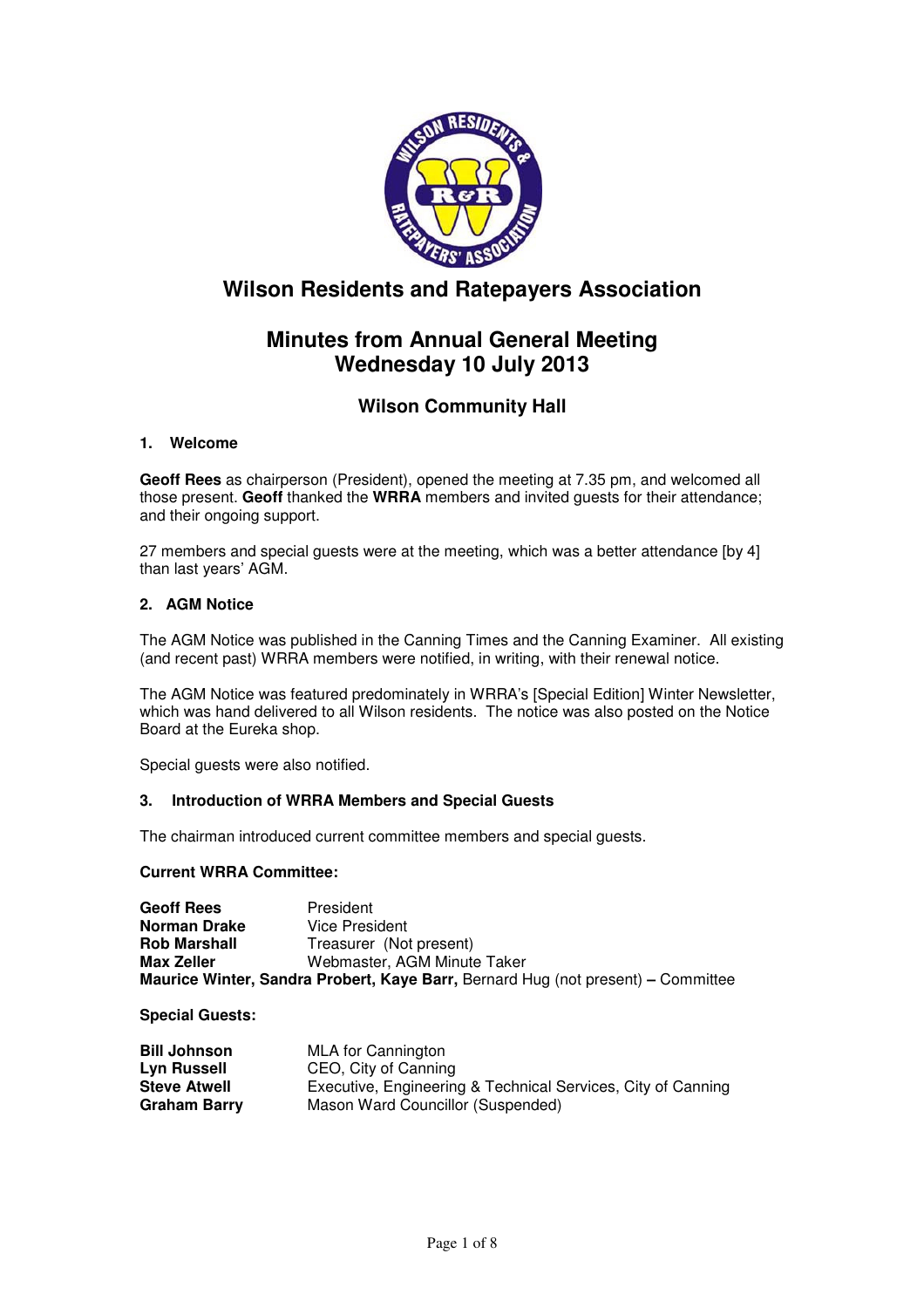# Wilson Residents and Ratepayers Association

## Minutes from Annual General Meeting
## Wednesday 10 July 2013

### Wilson Community Hall

#### 1. Welcome

**Geoff Rees** as chairperson (President), opened the meeting at 7.35 pm, and welcomed all those present. **Geoff** thanked the **WRRA** members and invited guests for their attendance; and their ongoing support.

27 members and special guests were at the meeting, which was a better attendance [by 4] than last years' AGM.

#### 2. AGM Notice

The AGM Notice was published in the Canning Times and the Canning Examiner. All existing (and recent past) WRRA members were notified, in writing, with their renewal notice.

The AGM Notice was featured predominately in WRRA's [Special Edition] Winter Newsletter, which was hand delivered to all Wilson residents. The notice was also posted on the Notice Board at the Eureka shop.

Special guests were also notified.

#### 3. Introduction of WRRA Members and Special Guests

The chairman introduced current committee members and special guests.

**Current WRRA Committee:**

| | |
|---|---|
| **Geoff Rees** | President |
| **Norman Drake** | Vice President |
| **Rob Marshall** | Treasurer (Not present) |
| **Max Zeller** | Webmaster, AGM Minute Taker |

**Maurice Winter, Sandra Probert, Kaye Barr,** Bernard Hug (not present) **–** Committee

**Special Guests:**

| | |
|---|---|
| **Bill Johnson** | MLA for Cannington |
| **Lyn Russell** | CEO, City of Canning |
| **Steve Atwell** | Executive, Engineering & Technical Services, City of Canning |
| **Graham Barry** | Mason Ward Councillor (Suspended) |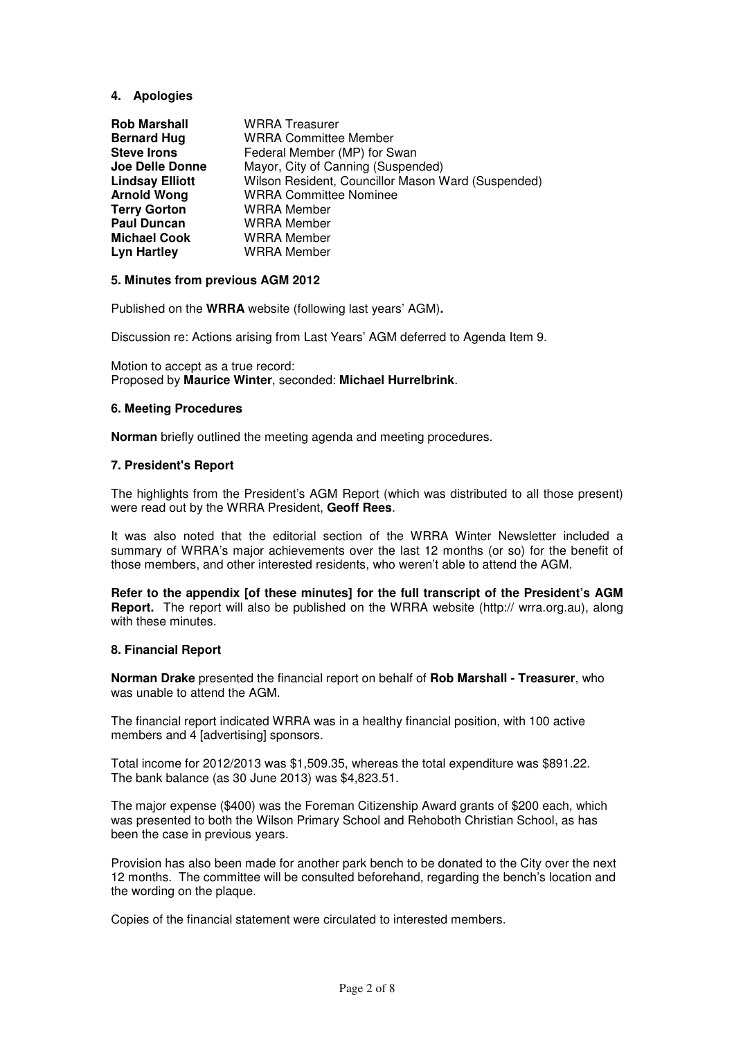## 4. Apologies

| | |
|---|---|
| **Rob Marshall** | WRRA Treasurer |
| **Bernard Hug** | WRRA Committee Member |
| **Steve Irons** | Federal Member (MP) for Swan |
| **Joe Delle Donne** | Mayor, City of Canning (Suspended) |
| **Lindsay Elliott** | Wilson Resident, Councillor Mason Ward (Suspended) |
| **Arnold Wong** | WRRA Committee Nominee |
| **Terry Gorton** | WRRA Member |
| **Paul Duncan** | WRRA Member |
| **Michael Cook** | WRRA Member |
| **Lyn Hartley** | WRRA Member |

## 5. Minutes from previous AGM 2012

Published on the **WRRA** website (following last years' AGM)**.**

Discussion re: Actions arising from Last Years' AGM deferred to Agenda Item 9.

Motion to accept as a true record:
Proposed by **Maurice Winter**, seconded: **Michael Hurrelbrink**.

## 6. Meeting Procedures

**Norman** briefly outlined the meeting agenda and meeting procedures.

## 7. President's Report

The highlights from the President's AGM Report (which was distributed to all those present) were read out by the WRRA President, **Geoff Rees**.

It was also noted that the editorial section of the WRRA Winter Newsletter included a summary of WRRA's major achievements over the last 12 months (or so) for the benefit of those members, and other interested residents, who weren't able to attend the AGM.

**Refer to the appendix [of these minutes] for the full transcript of the President's AGM Report.** The report will also be published on the WRRA website (http:// wrra.org.au), along with these minutes.

## 8. Financial Report

**Norman Drake** presented the financial report on behalf of **Rob Marshall - Treasurer**, who was unable to attend the AGM.

The financial report indicated WRRA was in a healthy financial position, with 100 active members and 4 [advertising] sponsors.

Total income for 2012/2013 was $1,509.35, whereas the total expenditure was $891.22.
The bank balance (as 30 June 2013) was $4,823.51.

The major expense ($400) was the Foreman Citizenship Award grants of $200 each, which was presented to both the Wilson Primary School and Rehoboth Christian School, as has been the case in previous years.

Provision has also been made for another park bench to be donated to the City over the next 12 months. The committee will be consulted beforehand, regarding the bench's location and the wording on the plaque.

Copies of the financial statement were circulated to interested members.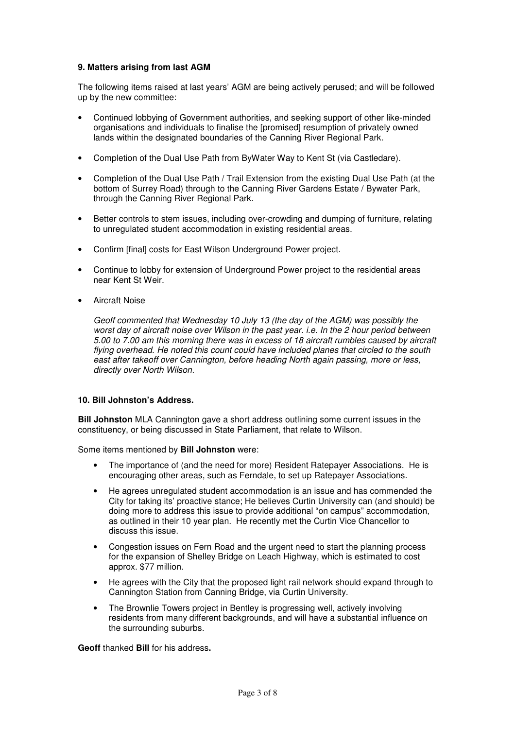**9. Matters arising from last AGM**

The following items raised at last years' AGM are being actively perused; and will be followed up by the new committee:

- Continued lobbying of Government authorities, and seeking support of other like-minded organisations and individuals to finalise the [promised] resumption of privately owned lands within the designated boundaries of the Canning River Regional Park.
- Completion of the Dual Use Path from ByWater Way to Kent St (via Castledare).
- Completion of the Dual Use Path / Trail Extension from the existing Dual Use Path (at the bottom of Surrey Road) through to the Canning River Gardens Estate / Bywater Park, through the Canning River Regional Park.
- Better controls to stem issues, including over-crowding and dumping of furniture, relating to unregulated student accommodation in existing residential areas.
- Confirm [final] costs for East Wilson Underground Power project.
- Continue to lobby for extension of Underground Power project to the residential areas near Kent St Weir.
- Aircraft Noise

  *Geoff commented that Wednesday 10 July 13 (the day of the AGM) was possibly the worst day of aircraft noise over Wilson in the past year. i.e. In the 2 hour period between 5.00 to 7.00 am this morning there was in excess of 18 aircraft rumbles caused by aircraft flying overhead. He noted this count could have included planes that circled to the south east after takeoff over Cannington, before heading North again passing, more or less, directly over North Wilson.*

**10. Bill Johnston's Address.**

**Bill Johnston** MLA Cannington gave a short address outlining some current issues in the constituency, or being discussed in State Parliament, that relate to Wilson.

Some items mentioned by **Bill Johnston** were:

- The importance of (and the need for more) Resident Ratepayer Associations. He is encouraging other areas, such as Ferndale, to set up Ratepayer Associations.
- He agrees unregulated student accommodation is an issue and has commended the City for taking its' proactive stance; He believes Curtin University can (and should) be doing more to address this issue to provide additional "on campus" accommodation, as outlined in their 10 year plan. He recently met the Curtin Vice Chancellor to discuss this issue.
- Congestion issues on Fern Road and the urgent need to start the planning process for the expansion of Shelley Bridge on Leach Highway, which is estimated to cost approx. $77 million.
- He agrees with the City that the proposed light rail network should expand through to Cannington Station from Canning Bridge, via Curtin University.
- The Brownlie Towers project in Bentley is progressing well, actively involving residents from many different backgrounds, and will have a substantial influence on the surrounding suburbs.

**Geoff** thanked **Bill** for his address**.**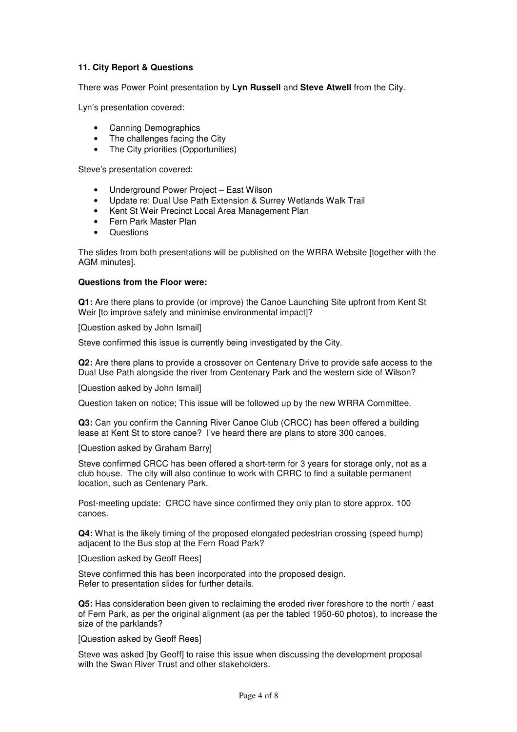**11. City Report & Questions**

There was Power Point presentation by **Lyn Russell** and **Steve Atwell** from the City.

Lyn's presentation covered:

- Canning Demographics
- The challenges facing the City
- The City priorities (Opportunities)

Steve's presentation covered:

- Underground Power Project – East Wilson
- Update re: Dual Use Path Extension & Surrey Wetlands Walk Trail
- Kent St Weir Precinct Local Area Management Plan
- Fern Park Master Plan
- Questions

The slides from both presentations will be published on the WRRA Website [together with the AGM minutes].

**Questions from the Floor were:**

**Q1:** Are there plans to provide (or improve) the Canoe Launching Site upfront from Kent St Weir [to improve safety and minimise environmental impact]?

[Question asked by John Ismail]

Steve confirmed this issue is currently being investigated by the City.

**Q2:** Are there plans to provide a crossover on Centenary Drive to provide safe access to the Dual Use Path alongside the river from Centenary Park and the western side of Wilson?

[Question asked by John Ismail]

Question taken on notice; This issue will be followed up by the new WRRA Committee.

**Q3:** Can you confirm the Canning River Canoe Club (CRCC) has been offered a building lease at Kent St to store canoe? I've heard there are plans to store 300 canoes.

[Question asked by Graham Barry]

Steve confirmed CRCC has been offered a short-term for 3 years for storage only, not as a club house. The city will also continue to work with CRRC to find a suitable permanent location, such as Centenary Park.

Post-meeting update: CRCC have since confirmed they only plan to store approx. 100 canoes.

**Q4:** What is the likely timing of the proposed elongated pedestrian crossing (speed hump) adjacent to the Bus stop at the Fern Road Park?

[Question asked by Geoff Rees]

Steve confirmed this has been incorporated into the proposed design.
Refer to presentation slides for further details.

**Q5:** Has consideration been given to reclaiming the eroded river foreshore to the north / east of Fern Park, as per the original alignment (as per the tabled 1950-60 photos), to increase the size of the parklands?

[Question asked by Geoff Rees]

Steve was asked [by Geoff] to raise this issue when discussing the development proposal with the Swan River Trust and other stakeholders.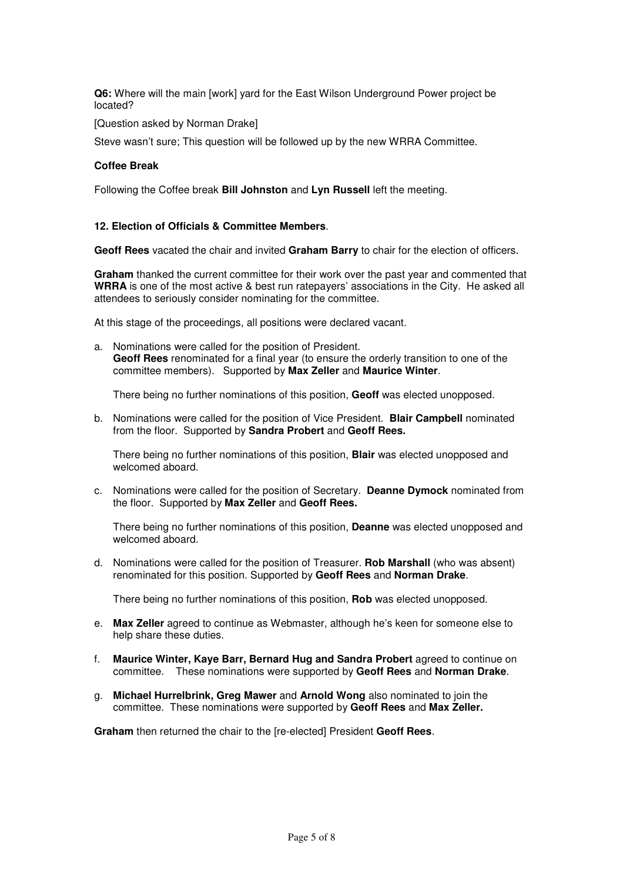**Q6:** Where will the main [work] yard for the East Wilson Underground Power project be located?

[Question asked by Norman Drake]

Steve wasn't sure; This question will be followed up by the new WRRA Committee.

**Coffee Break**

Following the Coffee break **Bill Johnston** and **Lyn Russell** left the meeting.

**12. Election of Officials & Committee Members**.

**Geoff Rees** vacated the chair and invited **Graham Barry** to chair for the election of officers.

**Graham** thanked the current committee for their work over the past year and commented that **WRRA** is one of the most active & best run ratepayers' associations in the City. He asked all attendees to seriously consider nominating for the committee.

At this stage of the proceedings, all positions were declared vacant.

a. Nominations were called for the position of President.
   **Geoff Rees** renominated for a final year (to ensure the orderly transition to one of the committee members). Supported by **Max Zeller** and **Maurice Winter**.

   There being no further nominations of this position, **Geoff** was elected unopposed.

b. Nominations were called for the position of Vice President. **Blair Campbell** nominated from the floor. Supported by **Sandra Probert** and **Geoff Rees.**

   There being no further nominations of this position, **Blair** was elected unopposed and welcomed aboard.

c. Nominations were called for the position of Secretary. **Deanne Dymock** nominated from the floor. Supported by **Max Zeller** and **Geoff Rees.**

   There being no further nominations of this position, **Deanne** was elected unopposed and welcomed aboard.

d. Nominations were called for the position of Treasurer. **Rob Marshall** (who was absent) renominated for this position. Supported by **Geoff Rees** and **Norman Drake**.

   There being no further nominations of this position, **Rob** was elected unopposed.

e. **Max Zeller** agreed to continue as Webmaster, although he's keen for someone else to help share these duties.

f. **Maurice Winter, Kaye Barr, Bernard Hug and Sandra Probert** agreed to continue on committee. These nominations were supported by **Geoff Rees** and **Norman Drake**.

g. **Michael Hurrelbrink, Greg Mawer** and **Arnold Wong** also nominated to join the committee. These nominations were supported by **Geoff Rees** and **Max Zeller.**

**Graham** then returned the chair to the [re-elected] President **Geoff Rees**.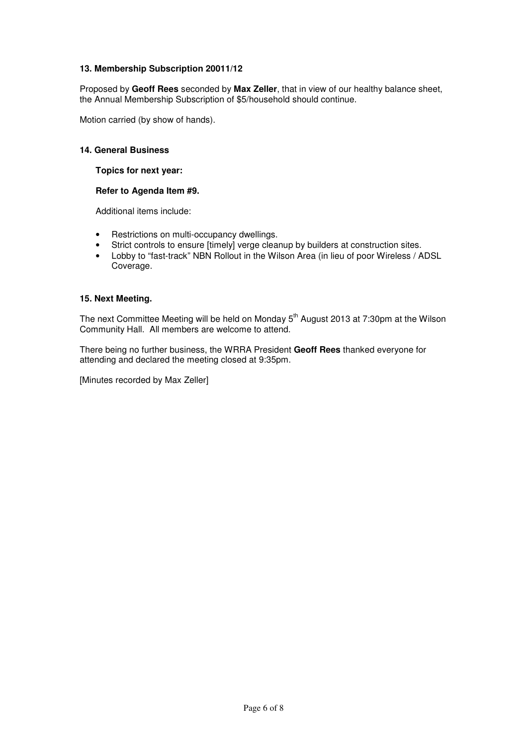**13. Membership Subscription 20011/12**

Proposed by **Geoff Rees** seconded by **Max Zeller**, that in view of our healthy balance sheet, the Annual Membership Subscription of $5/household should continue.

Motion carried (by show of hands).

**14. General Business**

**Topics for next year:**

**Refer to Agenda Item #9.**

Additional items include:

- Restrictions on multi-occupancy dwellings.
- Strict controls to ensure [timely] verge cleanup by builders at construction sites.
- Lobby to "fast-track" NBN Rollout in the Wilson Area (in lieu of poor Wireless / ADSL Coverage.

**15. Next Meeting.**

The next Committee Meeting will be held on Monday 5th August 2013 at 7:30pm at the Wilson Community Hall. All members are welcome to attend.

There being no further business, the WRRA President **Geoff Rees** thanked everyone for attending and declared the meeting closed at 9:35pm.

[Minutes recorded by Max Zeller]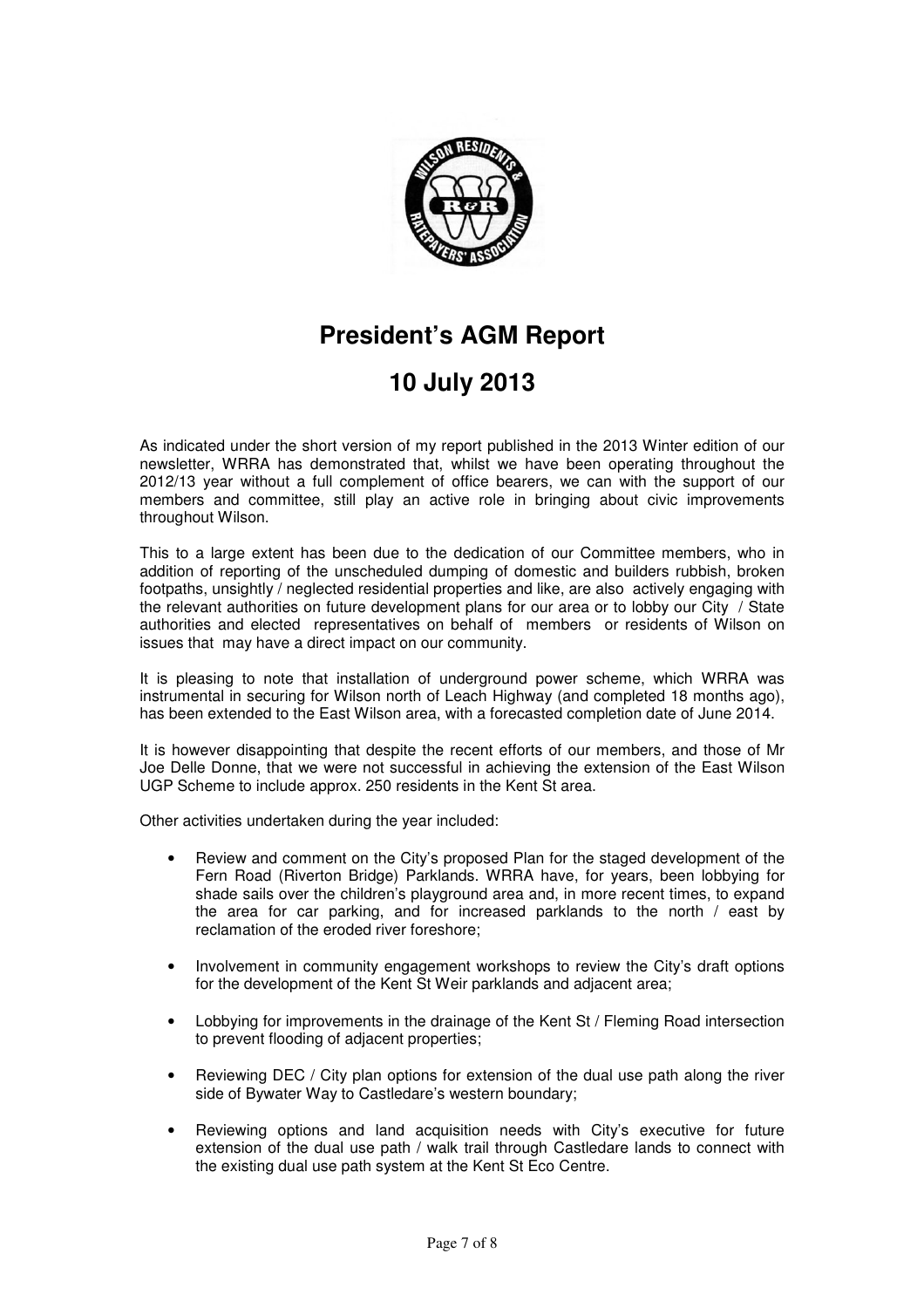# President's AGM Report

## 10 July 2013

As indicated under the short version of my report published in the 2013 Winter edition of our newsletter, WRRA has demonstrated that, whilst we have been operating throughout the 2012/13 year without a full complement of office bearers, we can with the support of our members and committee, still play an active role in bringing about civic improvements throughout Wilson.

This to a large extent has been due to the dedication of our Committee members, who in addition of reporting of the unscheduled dumping of domestic and builders rubbish, broken footpaths, unsightly / neglected residential properties and like, are also actively engaging with the relevant authorities on future development plans for our area or to lobby our City / State authorities and elected representatives on behalf of members or residents of Wilson on issues that may have a direct impact on our community.

It is pleasing to note that installation of underground power scheme, which WRRA was instrumental in securing for Wilson north of Leach Highway (and completed 18 months ago), has been extended to the East Wilson area, with a forecasted completion date of June 2014.

It is however disappointing that despite the recent efforts of our members, and those of Mr Joe Delle Donne, that we were not successful in achieving the extension of the East Wilson UGP Scheme to include approx. 250 residents in the Kent St area.

Other activities undertaken during the year included:

- Review and comment on the City's proposed Plan for the staged development of the Fern Road (Riverton Bridge) Parklands. WRRA have, for years, been lobbying for shade sails over the children's playground area and, in more recent times, to expand the area for car parking, and for increased parklands to the north / east by reclamation of the eroded river foreshore;
- Involvement in community engagement workshops to review the City's draft options for the development of the Kent St Weir parklands and adjacent area;
- Lobbying for improvements in the drainage of the Kent St / Fleming Road intersection to prevent flooding of adjacent properties;
- Reviewing DEC / City plan options for extension of the dual use path along the river side of Bywater Way to Castledare's western boundary;
- Reviewing options and land acquisition needs with City's executive for future extension of the dual use path / walk trail through Castledare lands to connect with the existing dual use path system at the Kent St Eco Centre.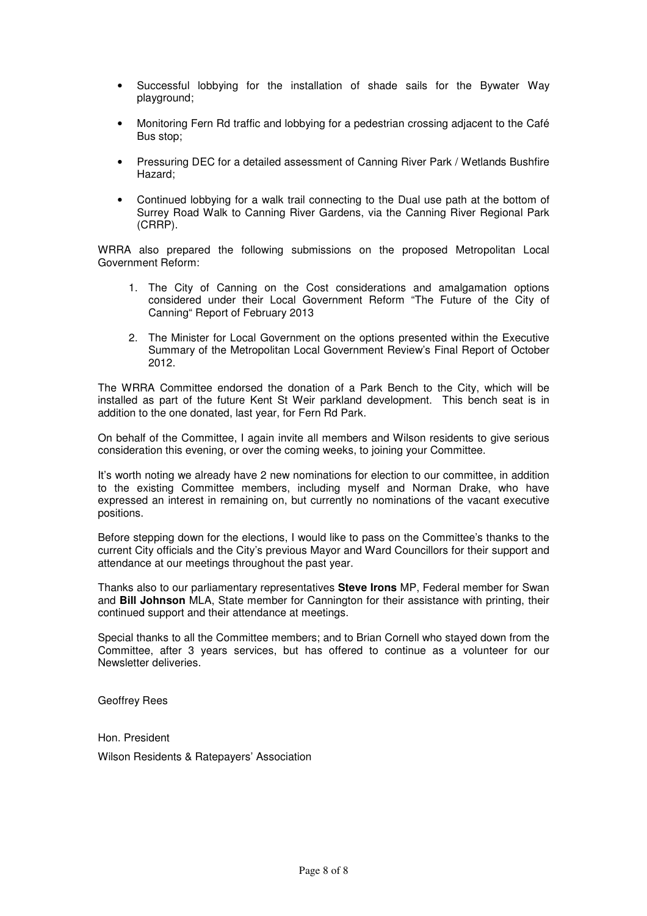- Successful lobbying for the installation of shade sails for the Bywater Way playground;
- Monitoring Fern Rd traffic and lobbying for a pedestrian crossing adjacent to the Café Bus stop;
- Pressuring DEC for a detailed assessment of Canning River Park / Wetlands Bushfire Hazard;
- Continued lobbying for a walk trail connecting to the Dual use path at the bottom of Surrey Road Walk to Canning River Gardens, via the Canning River Regional Park (CRRP).

WRRA also prepared the following submissions on the proposed Metropolitan Local Government Reform:

1. The City of Canning on the Cost considerations and amalgamation options considered under their Local Government Reform "The Future of the City of Canning" Report of February 2013
2. The Minister for Local Government on the options presented within the Executive Summary of the Metropolitan Local Government Review's Final Report of October 2012.

The WRRA Committee endorsed the donation of a Park Bench to the City, which will be installed as part of the future Kent St Weir parkland development. This bench seat is in addition to the one donated, last year, for Fern Rd Park.

On behalf of the Committee, I again invite all members and Wilson residents to give serious consideration this evening, or over the coming weeks, to joining your Committee.

It's worth noting we already have 2 new nominations for election to our committee, in addition to the existing Committee members, including myself and Norman Drake, who have expressed an interest in remaining on, but currently no nominations of the vacant executive positions.

Before stepping down for the elections, I would like to pass on the Committee's thanks to the current City officials and the City's previous Mayor and Ward Councillors for their support and attendance at our meetings throughout the past year.

Thanks also to our parliamentary representatives **Steve Irons** MP, Federal member for Swan and **Bill Johnson** MLA, State member for Cannington for their assistance with printing, their continued support and their attendance at meetings.

Special thanks to all the Committee members; and to Brian Cornell who stayed down from the Committee, after 3 years services, but has offered to continue as a volunteer for our Newsletter deliveries.

Geoffrey Rees

Hon. President

Wilson Residents & Ratepayers' Association